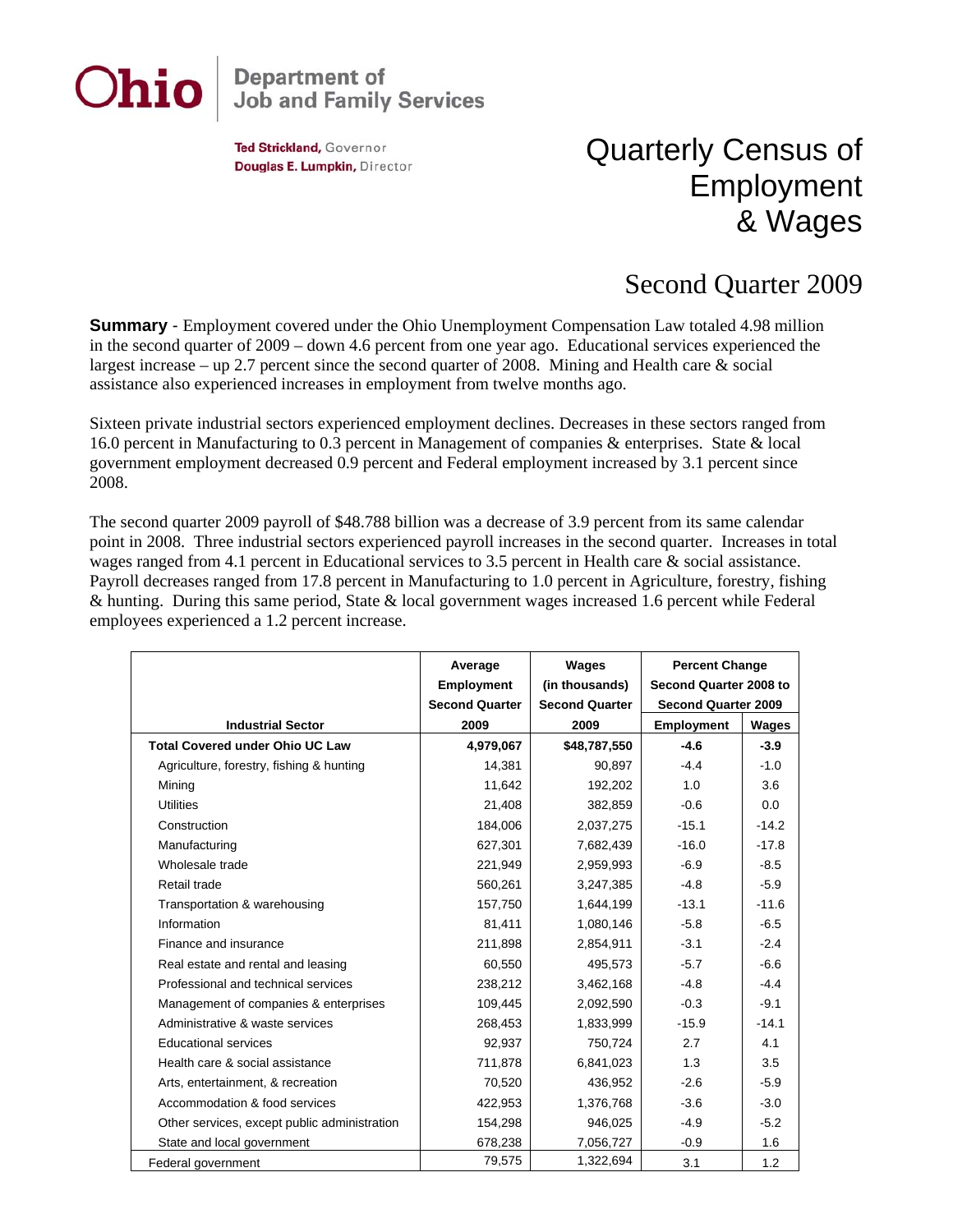**Ohio** | Department of Job and Family Services

**Ted Strickland,** Governor
**Douglas E. Lumpkin,** Director

# Quarterly Census of Employment & Wages

## Second Quarter 2009

**Summary** - Employment covered under the Ohio Unemployment Compensation Law totaled 4.98 million in the second quarter of 2009 – down 4.6 percent from one year ago. Educational services experienced the largest increase – up 2.7 percent since the second quarter of 2008. Mining and Health care & social assistance also experienced increases in employment from twelve months ago.

Sixteen private industrial sectors experienced employment declines. Decreases in these sectors ranged from 16.0 percent in Manufacturing to 0.3 percent in Management of companies & enterprises. State & local government employment decreased 0.9 percent and Federal employment increased by 3.1 percent since 2008.

The second quarter 2009 payroll of $48.788 billion was a decrease of 3.9 percent from its same calendar point in 2008. Three industrial sectors experienced payroll increases in the second quarter. Increases in total wages ranged from 4.1 percent in Educational services to 3.5 percent in Health care & social assistance. Payroll decreases ranged from 17.8 percent in Manufacturing to 1.0 percent in Agriculture, forestry, fishing & hunting. During this same period, State & local government wages increased 1.6 percent while Federal employees experienced a 1.2 percent increase.

| Industrial Sector | Average Employment Second Quarter 2009 | Wages (in thousands) Second Quarter 2009 | Percent Change Second Quarter 2008 to Second Quarter 2009 | |
|---|---|---|---|---|
| | | | Employment | Wages |
| **Total Covered under Ohio UC Law** | **4,979,067** | **$48,787,550** | **-4.6** | **-3.9** |
| Agriculture, forestry, fishing & hunting | 14,381 | 90,897 | -4.4 | -1.0 |
| Mining | 11,642 | 192,202 | 1.0 | 3.6 |
| Utilities | 21,408 | 382,859 | -0.6 | 0.0 |
| Construction | 184,006 | 2,037,275 | -15.1 | -14.2 |
| Manufacturing | 627,301 | 7,682,439 | -16.0 | -17.8 |
| Wholesale trade | 221,949 | 2,959,993 | -6.9 | -8.5 |
| Retail trade | 560,261 | 3,247,385 | -4.8 | -5.9 |
| Transportation & warehousing | 157,750 | 1,644,199 | -13.1 | -11.6 |
| Information | 81,411 | 1,080,146 | -5.8 | -6.5 |
| Finance and insurance | 211,898 | 2,854,911 | -3.1 | -2.4 |
| Real estate and rental and leasing | 60,550 | 495,573 | -5.7 | -6.6 |
| Professional and technical services | 238,212 | 3,462,168 | -4.8 | -4.4 |
| Management of companies & enterprises | 109,445 | 2,092,590 | -0.3 | -9.1 |
| Administrative & waste services | 268,453 | 1,833,999 | -15.9 | -14.1 |
| Educational services | 92,937 | 750,724 | 2.7 | 4.1 |
| Health care & social assistance | 711,878 | 6,841,023 | 1.3 | 3.5 |
| Arts, entertainment, & recreation | 70,520 | 436,952 | -2.6 | -5.9 |
| Accommodation & food services | 422,953 | 1,376,768 | -3.6 | -3.0 |
| Other services, except public administration | 154,298 | 946,025 | -4.9 | -5.2 |
| State and local government | 678,238 | 7,056,727 | -0.9 | 1.6 |
| Federal government | 79,575 | 1,322,694 | 3.1 | 1.2 |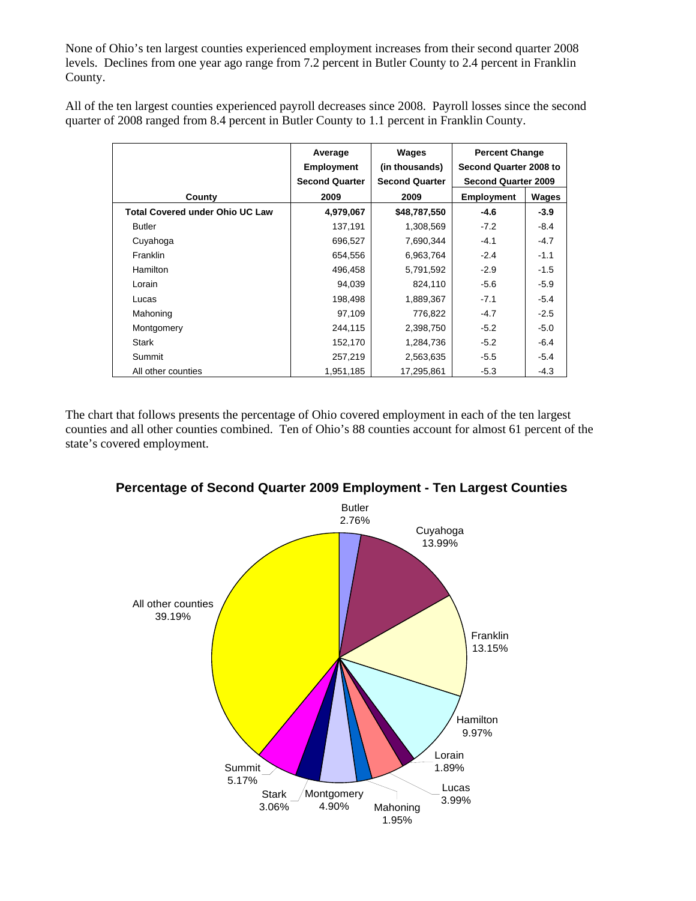None of Ohio's ten largest counties experienced employment increases from their second quarter 2008 levels. Declines from one year ago range from 7.2 percent in Butler County to 2.4 percent in Franklin County.

All of the ten largest counties experienced payroll decreases since 2008. Payroll losses since the second quarter of 2008 ranged from 8.4 percent in Butler County to 1.1 percent in Franklin County.

| County | Average Employment Second Quarter 2009 | Wages (in thousands) Second Quarter 2009 | Percent Change Second Quarter 2008 to Second Quarter 2009 | |
|---|---|---|---|---|
| | | | Employment | Wages |
| **Total Covered under Ohio UC Law** | **4,979,067** | **$48,787,550** | **-4.6** | **-3.9** |
| Butler | 137,191 | 1,308,569 | -7.2 | -8.4 |
| Cuyahoga | 696,527 | 7,690,344 | -4.1 | -4.7 |
| Franklin | 654,556 | 6,963,764 | -2.4 | -1.1 |
| Hamilton | 496,458 | 5,791,592 | -2.9 | -1.5 |
| Lorain | 94,039 | 824,110 | -5.6 | -5.9 |
| Lucas | 198,498 | 1,889,367 | -7.1 | -5.4 |
| Mahoning | 97,109 | 776,822 | -4.7 | -2.5 |
| Montgomery | 244,115 | 2,398,750 | -5.2 | -5.0 |
| Stark | 152,170 | 1,284,736 | -5.2 | -6.4 |
| Summit | 257,219 | 2,563,635 | -5.5 | -5.4 |
| All other counties | 1,951,185 | 17,295,861 | -5.3 | -4.3 |

The chart that follows presents the percentage of Ohio covered employment in each of the ten largest counties and all other counties combined. Ten of Ohio's 88 counties account for almost 61 percent of the state's covered employment.

**Percentage of Second Quarter 2009 Employment - Ten Largest Counties**

| County | Percentage |
|---|---|
| Butler | 2.76% |
| Cuyahoga | 13.99% |
| Franklin | 13.15% |
| Hamilton | 9.97% |
| Lorain | 1.89% |
| Lucas | 3.99% |
| Mahoning | 1.95% |
| Montgomery | 4.90% |
| Stark | 3.06% |
| Summit | 5.17% |
| All other counties | 39.19% |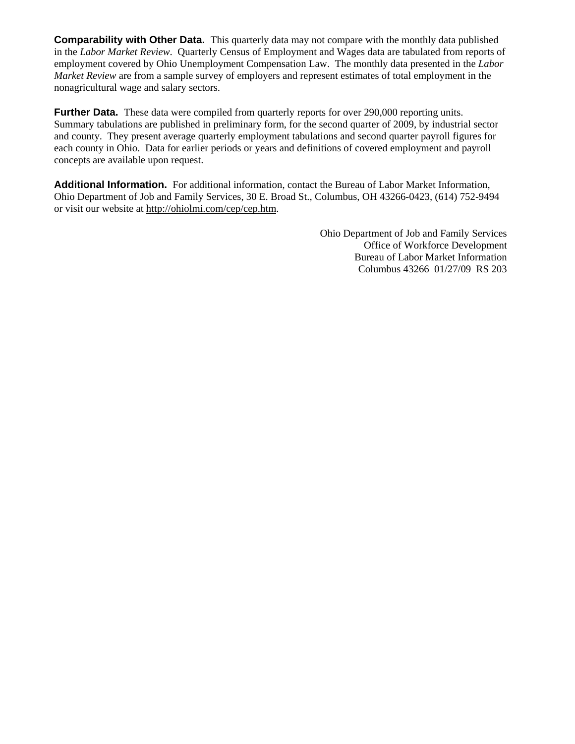**Comparability with Other Data.** This quarterly data may not compare with the monthly data published in the *Labor Market Review*. Quarterly Census of Employment and Wages data are tabulated from reports of employment covered by Ohio Unemployment Compensation Law. The monthly data presented in the *Labor Market Review* are from a sample survey of employers and represent estimates of total employment in the nonagricultural wage and salary sectors.

**Further Data.** These data were compiled from quarterly reports for over 290,000 reporting units. Summary tabulations are published in preliminary form, for the second quarter of 2009, by industrial sector and county. They present average quarterly employment tabulations and second quarter payroll figures for each county in Ohio. Data for earlier periods or years and definitions of covered employment and payroll concepts are available upon request.

**Additional Information.** For additional information, contact the Bureau of Labor Market Information, Ohio Department of Job and Family Services, 30 E. Broad St., Columbus, OH 43266-0423, (614) 752-9494 or visit our website at http://ohiolmi.com/cep/cep.htm.

Ohio Department of Job and Family Services
Office of Workforce Development
Bureau of Labor Market Information
Columbus 43266 01/27/09 RS 203